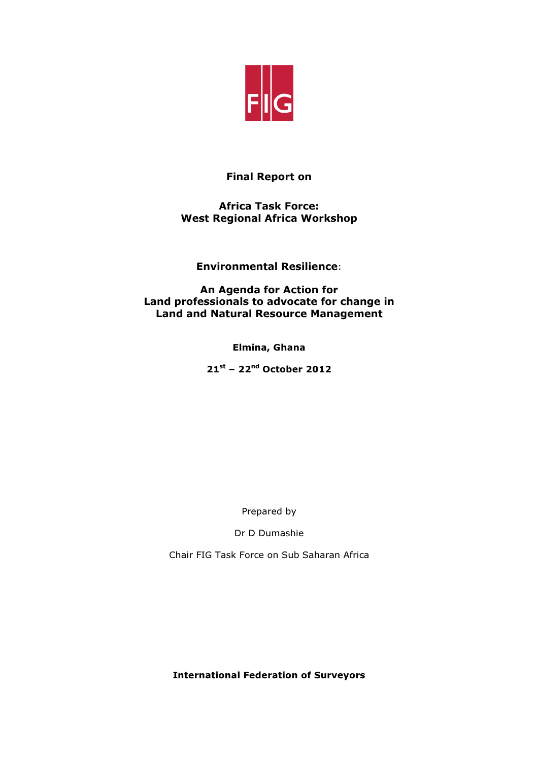FIG

**Final Report on**

**Africa Task Force:**
**West Regional Africa Workshop**

**Environmental Resilience**:

**An Agenda for Action for**
**Land professionals to advocate for change in**
**Land and Natural Resource Management**

**Elmina, Ghana**

**21st – 22nd October 2012**

Prepared by

Dr D Dumashie

Chair FIG Task Force on Sub Saharan Africa

**International Federation of Surveyors**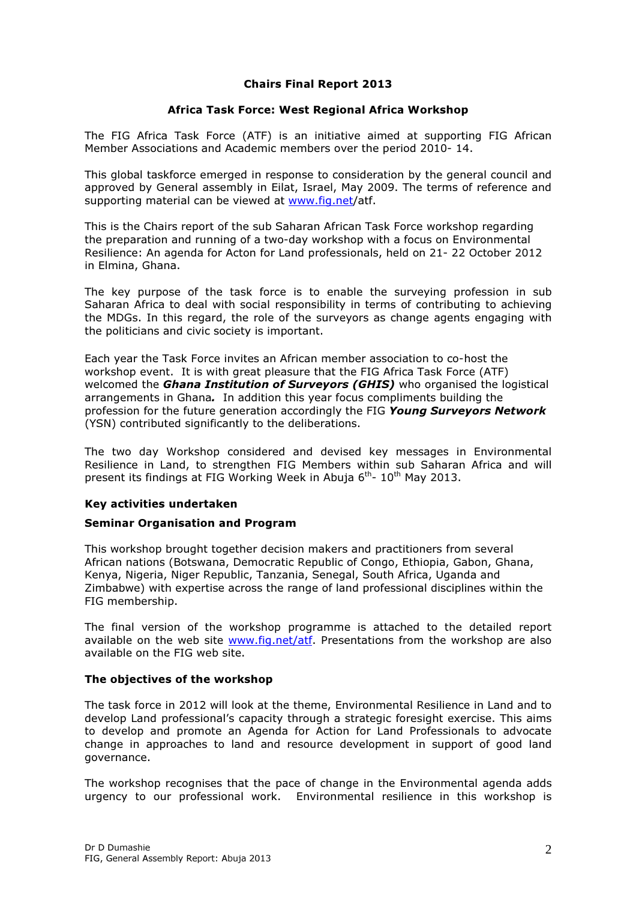**Chairs Final Report 2013**

**Africa Task Force: West Regional Africa Workshop**

The FIG Africa Task Force (ATF) is an initiative aimed at supporting FIG African Member Associations and Academic members over the period 2010- 14.

This global taskforce emerged in response to consideration by the general council and approved by General assembly in Eilat, Israel, May 2009. The terms of reference and supporting material can be viewed at www.fig.net/atf.

This is the Chairs report of the sub Saharan African Task Force workshop regarding the preparation and running of a two-day workshop with a focus on Environmental Resilience: An agenda for Acton for Land professionals, held on 21- 22 October 2012 in Elmina, Ghana.

The key purpose of the task force is to enable the surveying profession in sub Saharan Africa to deal with social responsibility in terms of contributing to achieving the MDGs. In this regard, the role of the surveyors as change agents engaging with the politicians and civic society is important.

Each year the Task Force invites an African member association to co-host the workshop event. It is with great pleasure that the FIG Africa Task Force (ATF) welcomed the ***Ghana Institution of Surveyors (GHIS)*** who organised the logistical arrangements in Ghana***.*** In addition this year focus compliments building the profession for the future generation accordingly the FIG ***Young Surveyors Network*** (YSN) contributed significantly to the deliberations.

The two day Workshop considered and devised key messages in Environmental Resilience in Land, to strengthen FIG Members within sub Saharan Africa and will present its findings at FIG Working Week in Abuja 6th- 10th May 2013.

**Key activities undertaken**

**Seminar Organisation and Program**

This workshop brought together decision makers and practitioners from several African nations (Botswana, Democratic Republic of Congo, Ethiopia, Gabon, Ghana, Kenya, Nigeria, Niger Republic, Tanzania, Senegal, South Africa, Uganda and Zimbabwe) with expertise across the range of land professional disciplines within the FIG membership.

The final version of the workshop programme is attached to the detailed report available on the web site www.fig.net/atf. Presentations from the workshop are also available on the FIG web site.

**The objectives of the workshop**

The task force in 2012 will look at the theme, Environmental Resilience in Land and to develop Land professional's capacity through a strategic foresight exercise. This aims to develop and promote an Agenda for Action for Land Professionals to advocate change in approaches to land and resource development in support of good land governance.

The workshop recognises that the pace of change in the Environmental agenda adds urgency to our professional work. Environmental resilience in this workshop is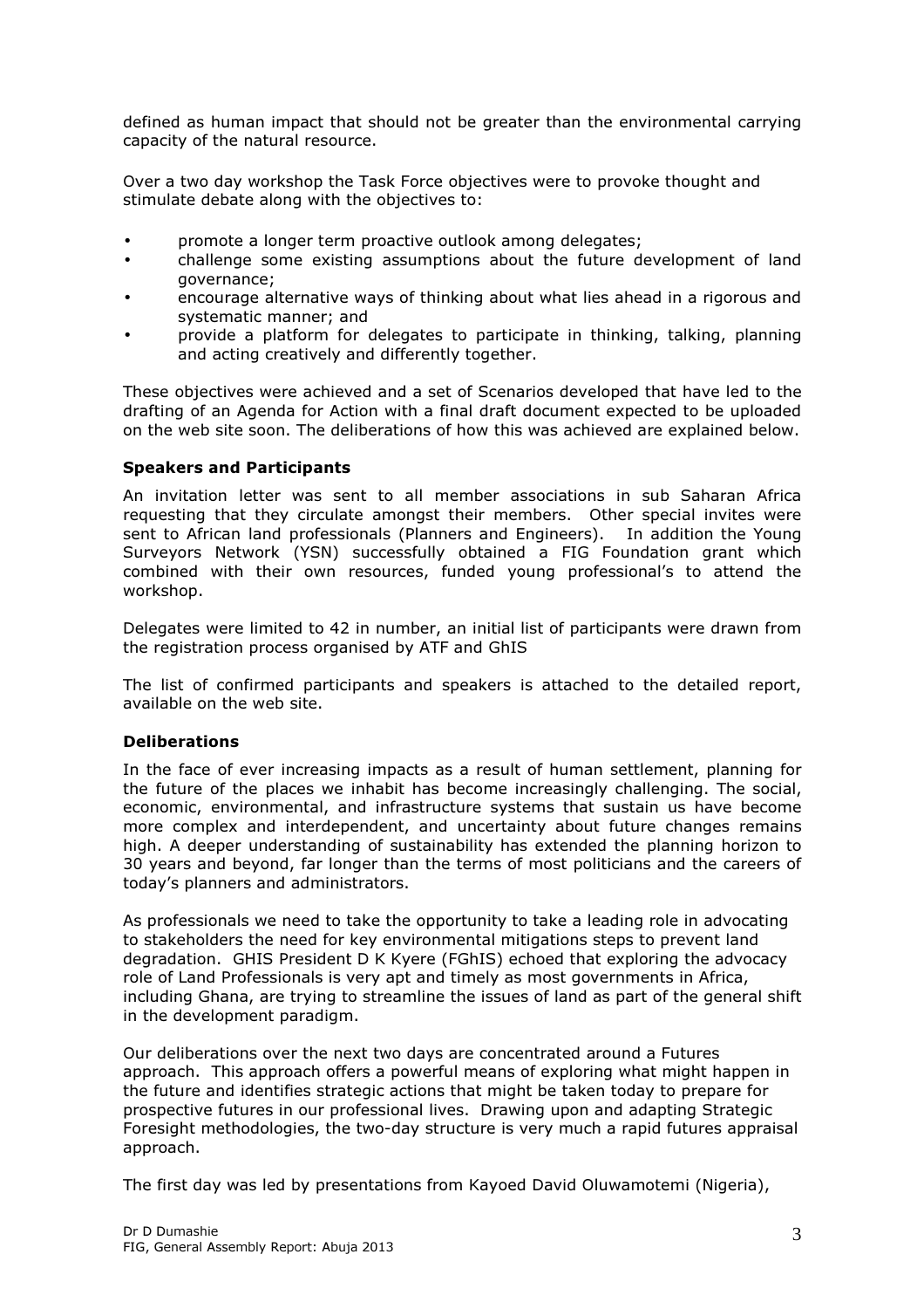defined as human impact that should not be greater than the environmental carrying capacity of the natural resource.

Over a two day workshop the Task Force objectives were to provoke thought and stimulate debate along with the objectives to:

- promote a longer term proactive outlook among delegates;
- challenge some existing assumptions about the future development of land governance;
- encourage alternative ways of thinking about what lies ahead in a rigorous and systematic manner; and
- provide a platform for delegates to participate in thinking, talking, planning and acting creatively and differently together.

These objectives were achieved and a set of Scenarios developed that have led to the drafting of an Agenda for Action with a final draft document expected to be uploaded on the web site soon. The deliberations of how this was achieved are explained below.

**Speakers and Participants**

An invitation letter was sent to all member associations in sub Saharan Africa requesting that they circulate amongst their members. Other special invites were sent to African land professionals (Planners and Engineers). In addition the Young Surveyors Network (YSN) successfully obtained a FIG Foundation grant which combined with their own resources, funded young professional's to attend the workshop.

Delegates were limited to 42 in number, an initial list of participants were drawn from the registration process organised by ATF and GhIS

The list of confirmed participants and speakers is attached to the detailed report, available on the web site.

**Deliberations**

In the face of ever increasing impacts as a result of human settlement, planning for the future of the places we inhabit has become increasingly challenging. The social, economic, environmental, and infrastructure systems that sustain us have become more complex and interdependent, and uncertainty about future changes remains high. A deeper understanding of sustainability has extended the planning horizon to 30 years and beyond, far longer than the terms of most politicians and the careers of today's planners and administrators.

As professionals we need to take the opportunity to take a leading role in advocating to stakeholders the need for key environmental mitigations steps to prevent land degradation. GHIS President D K Kyere (FGhIS) echoed that exploring the advocacy role of Land Professionals is very apt and timely as most governments in Africa, including Ghana, are trying to streamline the issues of land as part of the general shift in the development paradigm.

Our deliberations over the next two days are concentrated around a Futures approach. This approach offers a powerful means of exploring what might happen in the future and identifies strategic actions that might be taken today to prepare for prospective futures in our professional lives. Drawing upon and adapting Strategic Foresight methodologies, the two-day structure is very much a rapid futures appraisal approach.

The first day was led by presentations from Kayoed David Oluwamotemi (Nigeria),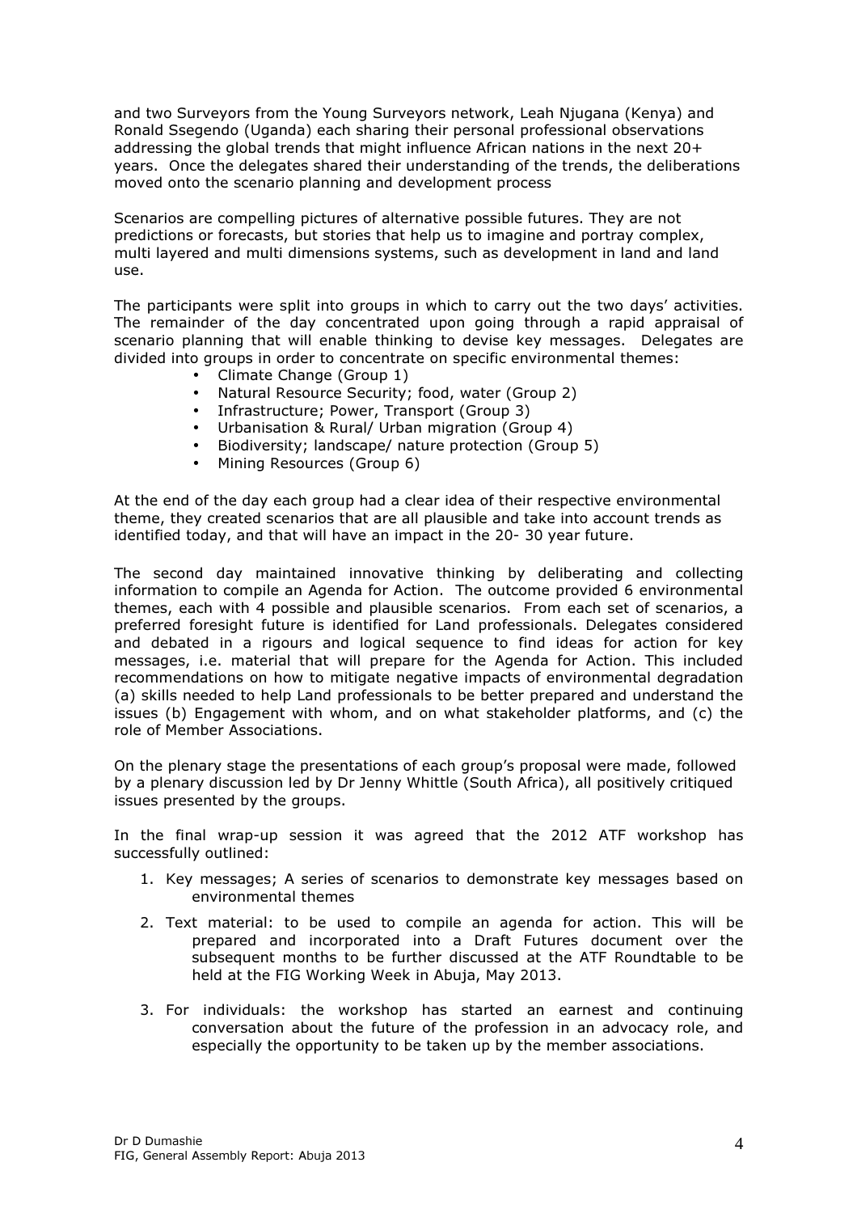and two Surveyors from the Young Surveyors network, Leah Njugana (Kenya) and Ronald Ssegendo (Uganda) each sharing their personal professional observations addressing the global trends that might influence African nations in the next 20+ years. Once the delegates shared their understanding of the trends, the deliberations moved onto the scenario planning and development process

Scenarios are compelling pictures of alternative possible futures. They are not predictions or forecasts, but stories that help us to imagine and portray complex, multi layered and multi dimensions systems, such as development in land and land use.

The participants were split into groups in which to carry out the two days' activities. The remainder of the day concentrated upon going through a rapid appraisal of scenario planning that will enable thinking to devise key messages. Delegates are divided into groups in order to concentrate on specific environmental themes:

- Climate Change (Group 1)
- Natural Resource Security; food, water (Group 2)
- Infrastructure; Power, Transport (Group 3)
- Urbanisation & Rural/ Urban migration (Group 4)
- Biodiversity; landscape/ nature protection (Group 5)
- Mining Resources (Group 6)

At the end of the day each group had a clear idea of their respective environmental theme, they created scenarios that are all plausible and take into account trends as identified today, and that will have an impact in the 20- 30 year future.

The second day maintained innovative thinking by deliberating and collecting information to compile an Agenda for Action. The outcome provided 6 environmental themes, each with 4 possible and plausible scenarios. From each set of scenarios, a preferred foresight future is identified for Land professionals. Delegates considered and debated in a rigours and logical sequence to find ideas for action for key messages, i.e. material that will prepare for the Agenda for Action. This included recommendations on how to mitigate negative impacts of environmental degradation (a) skills needed to help Land professionals to be better prepared and understand the issues (b) Engagement with whom, and on what stakeholder platforms, and (c) the role of Member Associations.

On the plenary stage the presentations of each group's proposal were made, followed by a plenary discussion led by Dr Jenny Whittle (South Africa), all positively critiqued issues presented by the groups.

In the final wrap-up session it was agreed that the 2012 ATF workshop has successfully outlined:

1. Key messages; A series of scenarios to demonstrate key messages based on environmental themes
2. Text material: to be used to compile an agenda for action. This will be prepared and incorporated into a Draft Futures document over the subsequent months to be further discussed at the ATF Roundtable to be held at the FIG Working Week in Abuja, May 2013.
3. For individuals: the workshop has started an earnest and continuing conversation about the future of the profession in an advocacy role, and especially the opportunity to be taken up by the member associations.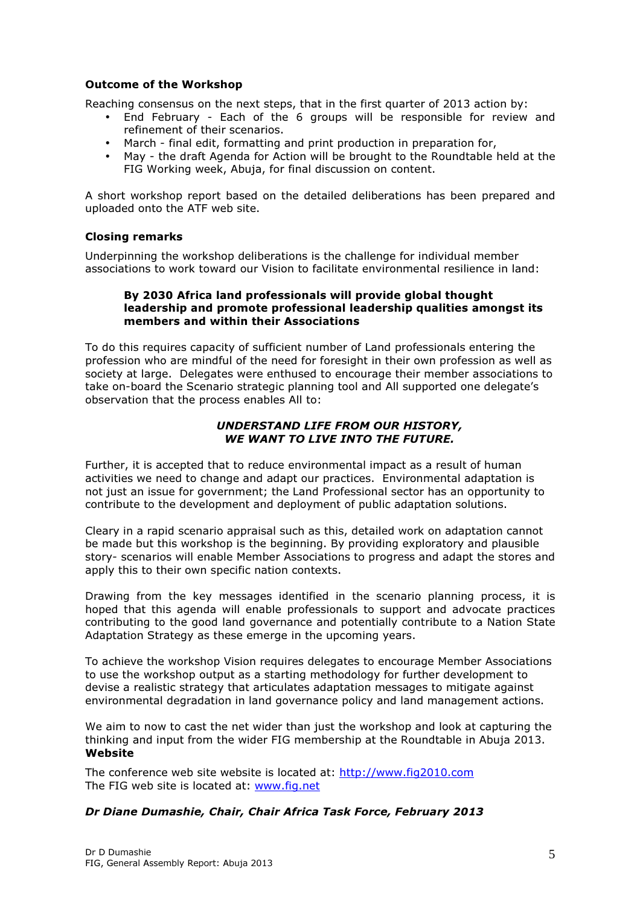### Outcome of the Workshop

Reaching consensus on the next steps, that in the first quarter of 2013 action by:

- End February - Each of the 6 groups will be responsible for review and refinement of their scenarios.
- March - final edit, formatting and print production in preparation for,
- May - the draft Agenda for Action will be brought to the Roundtable held at the FIG Working week, Abuja, for final discussion on content.

A short workshop report based on the detailed deliberations has been prepared and uploaded onto the ATF web site.

### Closing remarks

Underpinning the workshop deliberations is the challenge for individual member associations to work toward our Vision to facilitate environmental resilience in land:

> **By 2030 Africa land professionals will provide global thought leadership and promote professional leadership qualities amongst its members and within their Associations**

To do this requires capacity of sufficient number of Land professionals entering the profession who are mindful of the need for foresight in their own profession as well as society at large. Delegates were enthused to encourage their member associations to take on-board the Scenario strategic planning tool and All supported one delegate's observation that the process enables All to:

***UNDERSTAND LIFE FROM OUR HISTORY,***
***WE WANT TO LIVE INTO THE FUTURE.***

Further, it is accepted that to reduce environmental impact as a result of human activities we need to change and adapt our practices. Environmental adaptation is not just an issue for government; the Land Professional sector has an opportunity to contribute to the development and deployment of public adaptation solutions.

Cleary in a rapid scenario appraisal such as this, detailed work on adaptation cannot be made but this workshop is the beginning. By providing exploratory and plausible story- scenarios will enable Member Associations to progress and adapt the stores and apply this to their own specific nation contexts.

Drawing from the key messages identified in the scenario planning process, it is hoped that this agenda will enable professionals to support and advocate practices contributing to the good land governance and potentially contribute to a Nation State Adaptation Strategy as these emerge in the upcoming years.

To achieve the workshop Vision requires delegates to encourage Member Associations to use the workshop output as a starting methodology for further development to devise a realistic strategy that articulates adaptation messages to mitigate against environmental degradation in land governance policy and land management actions.

We aim to now to cast the net wider than just the workshop and look at capturing the thinking and input from the wider FIG membership at the Roundtable in Abuja 2013.

### Website

The conference web site website is located at: http://www.fig2010.com
The FIG web site is located at: www.fig.net

***Dr Diane Dumashie, Chair, Chair Africa Task Force, February 2013***